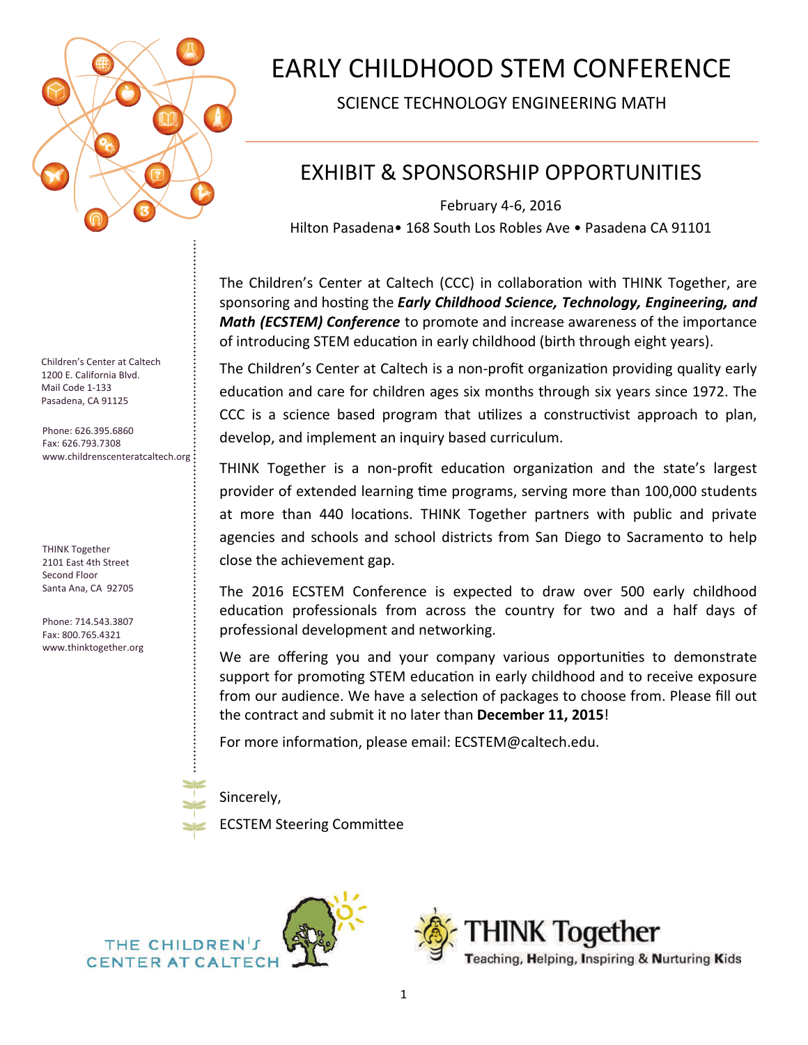# EARLY CHILDHOOD STEM CONFERENCE

SCIENCE TECHNOLOGY ENGINEERING MATH

## EXHIBIT & SPONSORSHIP OPPORTUNITIES

February 4-6, 2016

Hilton Pasadena• 168 South Los Robles Ave • Pasadena CA 91101

Children's Center at Caltech
1200 E. California Blvd.
Mail Code 1-133
Pasadena, CA 91125

Phone: 626.395.6860
Fax: 626.793.7308
www.childrenscenteratcaltech.org

THINK Together
2101 East 4th Street
Second Floor
Santa Ana, CA 92705

Phone: 714.543.3807
Fax: 800.765.4321
www.thinktogether.org

The Children's Center at Caltech (CCC) in collaboration with THINK Together, are sponsoring and hosting the ***Early Childhood Science, Technology, Engineering, and Math (ECSTEM) Conference*** to promote and increase awareness of the importance of introducing STEM education in early childhood (birth through eight years).

The Children's Center at Caltech is a non-profit organization providing quality early education and care for children ages six months through six years since 1972. The CCC is a science based program that utilizes a constructivist approach to plan, develop, and implement an inquiry based curriculum.

THINK Together is a non-profit education organization and the state's largest provider of extended learning time programs, serving more than 100,000 students at more than 440 locations. THINK Together partners with public and private agencies and schools and school districts from San Diego to Sacramento to help close the achievement gap.

The 2016 ECSTEM Conference is expected to draw over 500 early childhood education professionals from across the country for two and a half days of professional development and networking.

We are offering you and your company various opportunities to demonstrate support for promoting STEM education in early childhood and to receive exposure from our audience. We have a selection of packages to choose from. Please fill out the contract and submit it no later than **December 11, 2015**!

For more information, please email: ECSTEM@caltech.edu.

Sincerely,

ECSTEM Steering Committee

THE CHILDREN'S CENTER AT CALTECH

THINK Together
Teaching, Helping, Inspiring & Nurturing Kids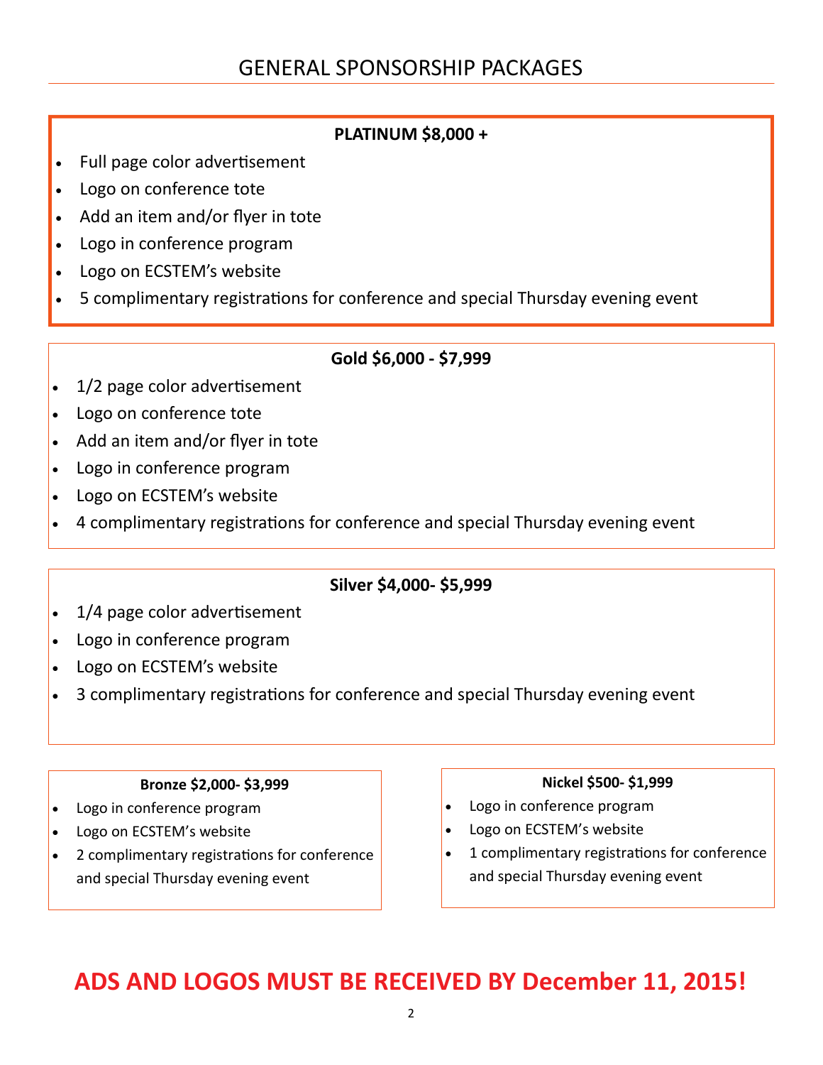# GENERAL SPONSORSHIP PACKAGES

### PLATINUM $8,000 +

- Full page color advertisement
- Logo on conference tote
- Add an item and/or flyer in tote
- Logo in conference program
- Logo on ECSTEM's website
- 5 complimentary registrations for conference and special Thursday evening event

### Gold $6,000 - $7,999

- 1/2 page color advertisement
- Logo on conference tote
- Add an item and/or flyer in tote
- Logo in conference program
- Logo on ECSTEM's website
- 4 complimentary registrations for conference and special Thursday evening event

### Silver $4,000- $5,999

- 1/4 page color advertisement
- Logo in conference program
- Logo on ECSTEM's website
- 3 complimentary registrations for conference and special Thursday evening event

### Bronze $2,000- $3,999

- Logo in conference program
- Logo on ECSTEM's website
- 2 complimentary registrations for conference and special Thursday evening event

### Nickel $500- $1,999

- Logo in conference program
- Logo on ECSTEM's website
- 1 complimentary registrations for conference and special Thursday evening event

## ADS AND LOGOS MUST BE RECEIVED BY December 11, 2015!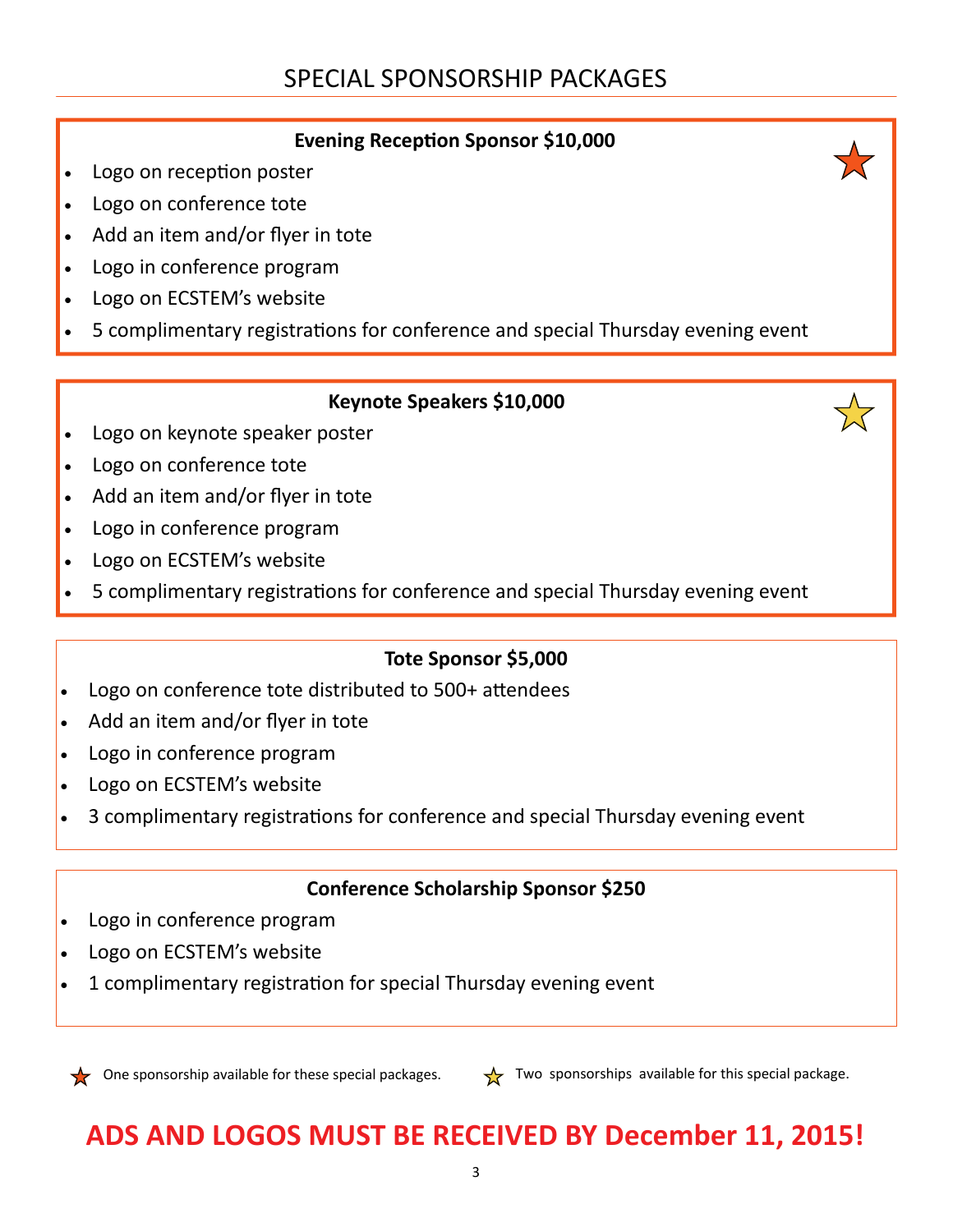# SPECIAL SPONSORSHIP PACKAGES

### Evening Reception Sponsor $10,000 ★

- Logo on reception poster
- Logo on conference tote
- Add an item and/or flyer in tote
- Logo in conference program
- Logo on ECSTEM's website
- 5 complimentary registrations for conference and special Thursday evening event

### Keynote Speakers $10,000 ☆

- Logo on keynote speaker poster
- Logo on conference tote
- Add an item and/or flyer in tote
- Logo in conference program
- Logo on ECSTEM's website
- 5 complimentary registrations for conference and special Thursday evening event

### Tote Sponsor $5,000

- Logo on conference tote distributed to 500+ attendees
- Add an item and/or flyer in tote
- Logo in conference program
- Logo on ECSTEM's website
- 3 complimentary registrations for conference and special Thursday evening event

### Conference Scholarship Sponsor $250

- Logo in conference program
- Logo on ECSTEM's website
- 1 complimentary registration for special Thursday evening event

★ One sponsorship available for these special packages. ☆ Two sponsorships available for this special package.

**ADS AND LOGOS MUST BE RECEIVED BY December 11, 2015!**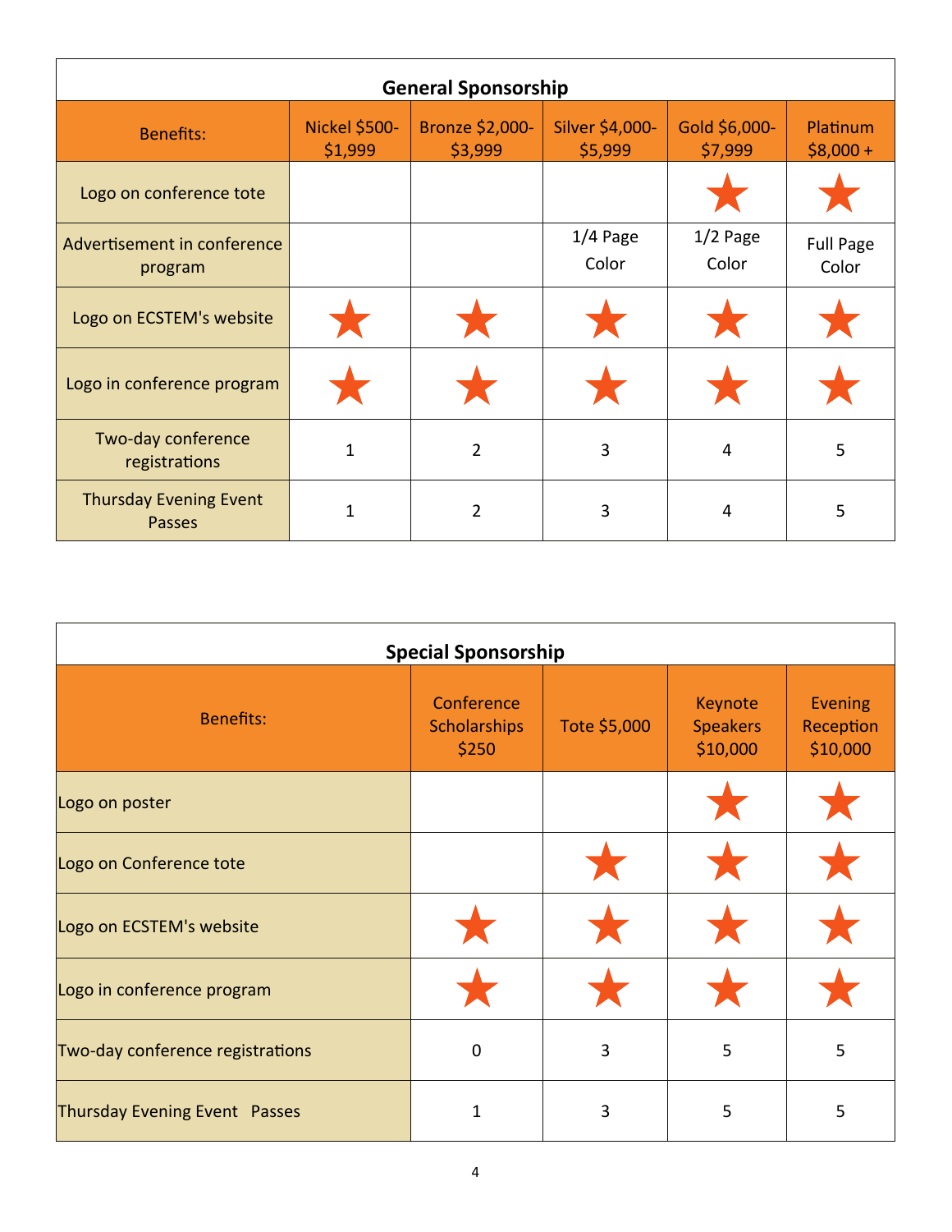## General Sponsorship

| Benefits: | Nickel $500-$1,999 | Bronze $2,000-$3,999 | Silver $4,000-$5,999 | Gold $6,000-$7,999 | Platinum $8,000 + |
|---|---|---|---|---|---|
| Logo on conference tote | | | | ★ | ★ |
| Advertisement in conference program | | | 1/4 Page Color | 1/2 Page Color | Full Page Color |
| Logo on ECSTEM's website | ★ | ★ | ★ | ★ | ★ |
| Logo in conference program | ★ | ★ | ★ | ★ | ★ |
| Two-day conference registrations | 1 | 2 | 3 | 4 | 5 |
| Thursday Evening Event Passes | 1 | 2 | 3 | 4 | 5 |

## Special Sponsorship

| Benefits: | Conference Scholarships $250 | Tote $5,000 | Keynote Speakers $10,000 | Evening Reception $10,000 |
|---|---|---|---|---|
| Logo on poster | | | ★ | ★ |
| Logo on Conference tote | | ★ | ★ | ★ |
| Logo on ECSTEM's website | ★ | ★ | ★ | ★ |
| Logo in conference program | ★ | ★ | ★ | ★ |
| Two-day conference registrations | 0 | 3 | 5 | 5 |
| Thursday Evening Event Passes | 1 | 3 | 5 | 5 |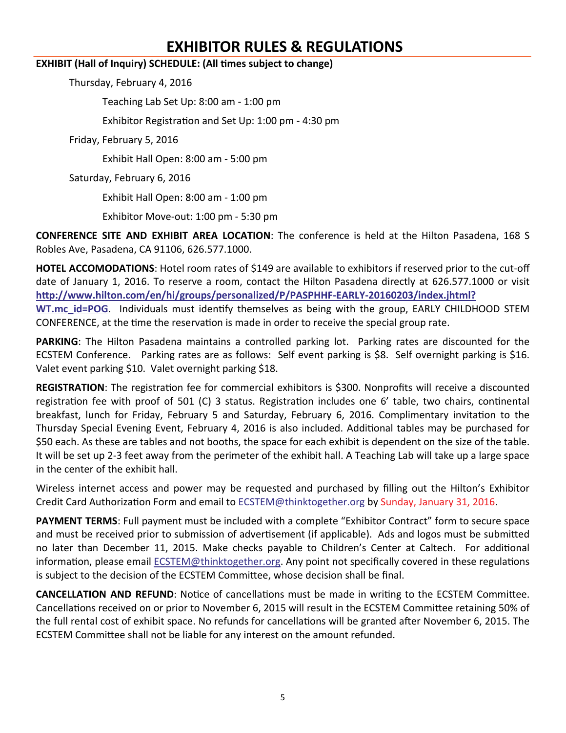# EXHIBITOR RULES & REGULATIONS

**EXHIBIT (Hall of Inquiry) SCHEDULE: (All times subject to change)**

Thursday, February 4, 2016

- Teaching Lab Set Up: 8:00 am - 1:00 pm
- Exhibitor Registration and Set Up: 1:00 pm - 4:30 pm

Friday, February 5, 2016

- Exhibit Hall Open: 8:00 am - 5:00 pm

Saturday, February 6, 2016

- Exhibit Hall Open: 8:00 am - 1:00 pm
- Exhibitor Move-out: 1:00 pm - 5:30 pm

**CONFERENCE SITE AND EXHIBIT AREA LOCATION**: The conference is held at the Hilton Pasadena, 168 S Robles Ave, Pasadena, CA 91106, 626.577.1000.

**HOTEL ACCOMODATIONS**: Hotel room rates of $149 are available to exhibitors if reserved prior to the cut-off date of January 1, 2016. To reserve a room, contact the Hilton Pasadena directly at 626.577.1000 or visit **http://www.hilton.com/en/hi/groups/personalized/P/PASPHHF-EARLY-20160203/index.jhtml?WT.mc_id=POG**. Individuals must identify themselves as being with the group, EARLY CHILDHOOD STEM CONFERENCE, at the time the reservation is made in order to receive the special group rate.

**PARKING**: The Hilton Pasadena maintains a controlled parking lot. Parking rates are discounted for the ECSTEM Conference. Parking rates are as follows: Self event parking is $8. Self overnight parking is $16. Valet event parking $10. Valet overnight parking $18.

**REGISTRATION**: The registration fee for commercial exhibitors is $300. Nonprofits will receive a discounted registration fee with proof of 501 (C) 3 status. Registration includes one 6' table, two chairs, continental breakfast, lunch for Friday, February 5 and Saturday, February 6, 2016. Complimentary invitation to the Thursday Special Evening Event, February 4, 2016 is also included. Additional tables may be purchased for $50 each. As these are tables and not booths, the space for each exhibit is dependent on the size of the table. It will be set up 2-3 feet away from the perimeter of the exhibit hall. A Teaching Lab will take up a large space in the center of the exhibit hall.

Wireless internet access and power may be requested and purchased by filling out the Hilton's Exhibitor Credit Card Authorization Form and email to ECSTEM@thinktogether.org by Sunday, January 31, 2016.

**PAYMENT TERMS**: Full payment must be included with a complete "Exhibitor Contract" form to secure space and must be received prior to submission of advertisement (if applicable). Ads and logos must be submitted no later than December 11, 2015. Make checks payable to Children's Center at Caltech. For additional information, please email ECSTEM@thinktogether.org. Any point not specifically covered in these regulations is subject to the decision of the ECSTEM Committee, whose decision shall be final.

**CANCELLATION AND REFUND**: Notice of cancellations must be made in writing to the ECSTEM Committee. Cancellations received on or prior to November 6, 2015 will result in the ECSTEM Committee retaining 50% of the full rental cost of exhibit space. No refunds for cancellations will be granted after November 6, 2015. The ECSTEM Committee shall not be liable for any interest on the amount refunded.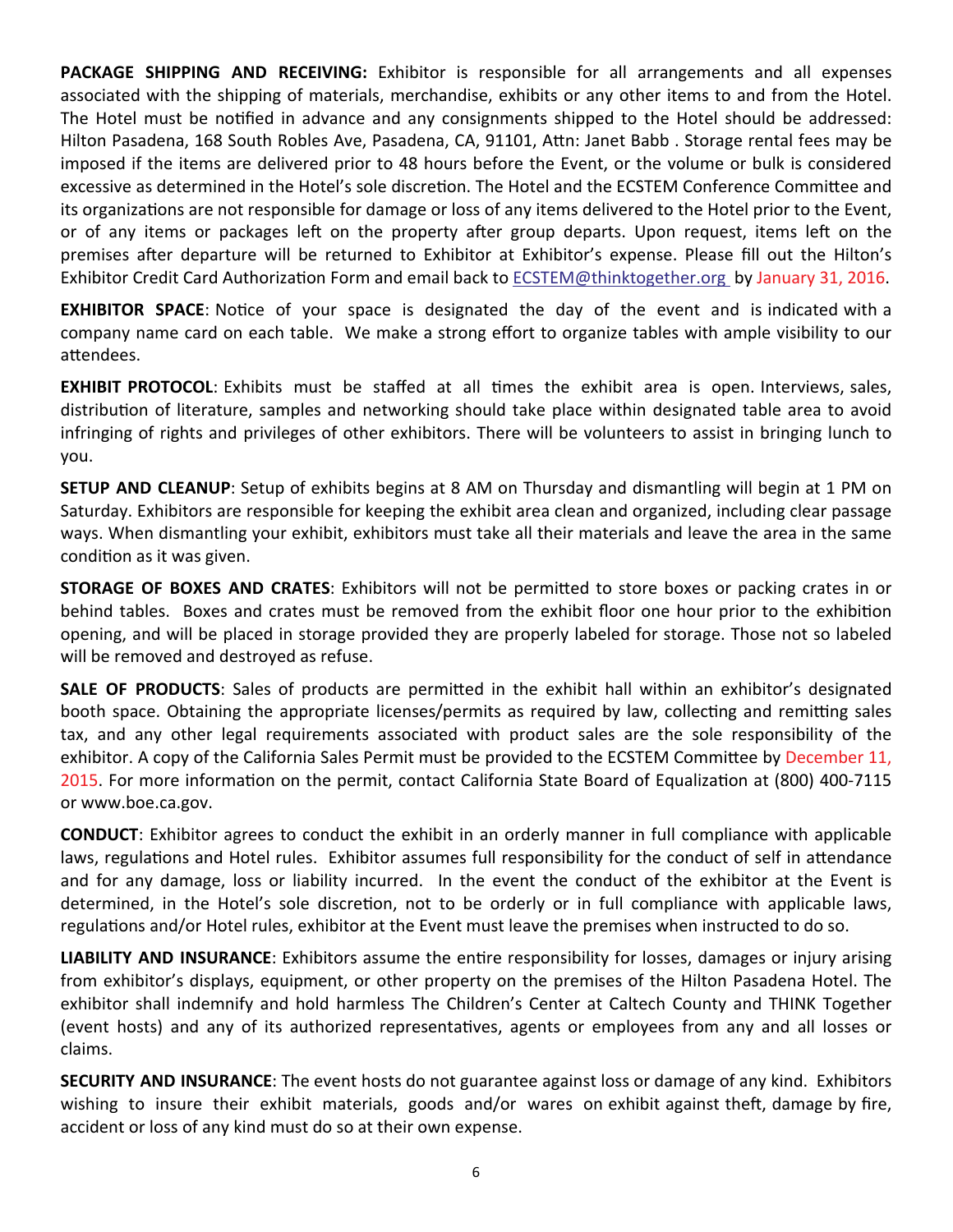**PACKAGE SHIPPING AND RECEIVING:** Exhibitor is responsible for all arrangements and all expenses associated with the shipping of materials, merchandise, exhibits or any other items to and from the Hotel. The Hotel must be notified in advance and any consignments shipped to the Hotel should be addressed: Hilton Pasadena, 168 South Robles Ave, Pasadena, CA, 91101, Attn: Janet Babb . Storage rental fees may be imposed if the items are delivered prior to 48 hours before the Event, or the volume or bulk is considered excessive as determined in the Hotel's sole discretion. The Hotel and the ECSTEM Conference Committee and its organizations are not responsible for damage or loss of any items delivered to the Hotel prior to the Event, or of any items or packages left on the property after group departs. Upon request, items left on the premises after departure will be returned to Exhibitor at Exhibitor's expense. Please fill out the Hilton's Exhibitor Credit Card Authorization Form and email back to ECSTEM@thinktogether.org by January 31, 2016.

**EXHIBITOR SPACE**: Notice of your space is designated the day of the event and is indicated with a company name card on each table. We make a strong effort to organize tables with ample visibility to our attendees.

**EXHIBIT PROTOCOL**: Exhibits must be staffed at all times the exhibit area is open. Interviews, sales, distribution of literature, samples and networking should take place within designated table area to avoid infringing of rights and privileges of other exhibitors. There will be volunteers to assist in bringing lunch to you.

**SETUP AND CLEANUP**: Setup of exhibits begins at 8 AM on Thursday and dismantling will begin at 1 PM on Saturday. Exhibitors are responsible for keeping the exhibit area clean and organized, including clear passage ways. When dismantling your exhibit, exhibitors must take all their materials and leave the area in the same condition as it was given.

**STORAGE OF BOXES AND CRATES**: Exhibitors will not be permitted to store boxes or packing crates in or behind tables. Boxes and crates must be removed from the exhibit floor one hour prior to the exhibition opening, and will be placed in storage provided they are properly labeled for storage. Those not so labeled will be removed and destroyed as refuse.

**SALE OF PRODUCTS**: Sales of products are permitted in the exhibit hall within an exhibitor's designated booth space. Obtaining the appropriate licenses/permits as required by law, collecting and remitting sales tax, and any other legal requirements associated with product sales are the sole responsibility of the exhibitor. A copy of the California Sales Permit must be provided to the ECSTEM Committee by December 11, 2015. For more information on the permit, contact California State Board of Equalization at (800) 400-7115 or www.boe.ca.gov.

**CONDUCT**: Exhibitor agrees to conduct the exhibit in an orderly manner in full compliance with applicable laws, regulations and Hotel rules. Exhibitor assumes full responsibility for the conduct of self in attendance and for any damage, loss or liability incurred. In the event the conduct of the exhibitor at the Event is determined, in the Hotel's sole discretion, not to be orderly or in full compliance with applicable laws, regulations and/or Hotel rules, exhibitor at the Event must leave the premises when instructed to do so.

**LIABILITY AND INSURANCE**: Exhibitors assume the entire responsibility for losses, damages or injury arising from exhibitor's displays, equipment, or other property on the premises of the Hilton Pasadena Hotel. The exhibitor shall indemnify and hold harmless The Children's Center at Caltech County and THINK Together (event hosts) and any of its authorized representatives, agents or employees from any and all losses or claims.

**SECURITY AND INSURANCE**: The event hosts do not guarantee against loss or damage of any kind. Exhibitors wishing to insure their exhibit materials, goods and/or wares on exhibit against theft, damage by fire, accident or loss of any kind must do so at their own expense.